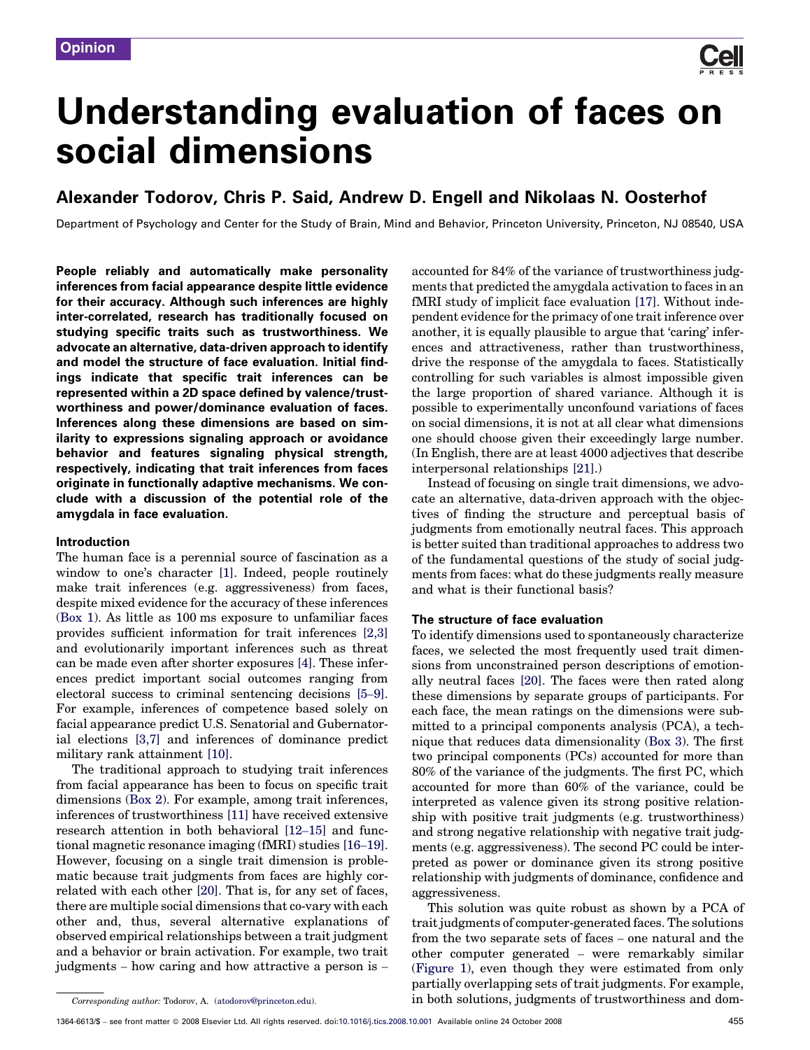Opinion

# Understanding evaluation of faces on social dimensions

## Alexander Todorov, Chris P. Said, Andrew D. Engell and Nikolaas N. Oosterhof

Department of Psychology and Center for the Study of Brain, Mind and Behavior, Princeton University, Princeton, NJ 08540, USA

**People reliably and automatically make personality inferences from facial appearance despite little evidence for their accuracy. Although such inferences are highly inter-correlated, research has traditionally focused on studying specific traits such as trustworthiness. We advocate an alternative, data-driven approach to identify and model the structure of face evaluation. Initial findings indicate that specific trait inferences can be represented within a 2D space defined by valence/trustworthiness and power/dominance evaluation of faces. Inferences along these dimensions are based on similarity to expressions signaling approach or avoidance behavior and features signaling physical strength, respectively, indicating that trait inferences from faces originate in functionally adaptive mechanisms. We conclude with a discussion of the potential role of the amygdala in face evaluation.**

### Introduction

The human face is a perennial source of fascination as a window to one's character [1]. Indeed, people routinely make trait inferences (e.g. aggressiveness) from faces, despite mixed evidence for the accuracy of these inferences (Box 1). As little as 100 ms exposure to unfamiliar faces provides sufficient information for trait inferences [2,3] and evolutionarily important inferences such as threat can be made even after shorter exposures [4]. These inferences predict important social outcomes ranging from electoral success to criminal sentencing decisions [5–9]. For example, inferences of competence based solely on facial appearance predict U.S. Senatorial and Gubernatorial elections [3,7] and inferences of dominance predict military rank attainment [10].

The traditional approach to studying trait inferences from facial appearance has been to focus on specific trait dimensions (Box 2). For example, among trait inferences, inferences of trustworthiness [11] have received extensive research attention in both behavioral [12–15] and functional magnetic resonance imaging (fMRI) studies [16–19]. However, focusing on a single trait dimension is problematic because trait judgments from faces are highly correlated with each other [20]. That is, for any set of faces, there are multiple social dimensions that co-vary with each other and, thus, several alternative explanations of observed empirical relationships between a trait judgment and a behavior or brain activation. For example, two trait judgments – how caring and how attractive a person is – accounted for 84% of the variance of trustworthiness judgments that predicted the amygdala activation to faces in an fMRI study of implicit face evaluation [17]. Without independent evidence for the primacy of one trait inference over another, it is equally plausible to argue that 'caring' inferences and attractiveness, rather than trustworthiness, drive the response of the amygdala to faces. Statistically controlling for such variables is almost impossible given the large proportion of shared variance. Although it is possible to experimentally unconfound variations of faces on social dimensions, it is not at all clear what dimensions one should choose given their exceedingly large number. (In English, there are at least 4000 adjectives that describe interpersonal relationships [21].)

Instead of focusing on single trait dimensions, we advocate an alternative, data-driven approach with the objectives of finding the structure and perceptual basis of judgments from emotionally neutral faces. This approach is better suited than traditional approaches to address two of the fundamental questions of the study of social judgments from faces: what do these judgments really measure and what is their functional basis?

### The structure of face evaluation

To identify dimensions used to spontaneously characterize faces, we selected the most frequently used trait dimensions from unconstrained person descriptions of emotionally neutral faces [20]. The faces were then rated along these dimensions by separate groups of participants. For each face, the mean ratings on the dimensions were submitted to a principal components analysis (PCA), a technique that reduces data dimensionality (Box 3). The first two principal components (PCs) accounted for more than 80% of the variance of the judgments. The first PC, which accounted for more than 60% of the variance, could be interpreted as valence given its strong positive relationship with positive trait judgments (e.g. trustworthiness) and strong negative relationship with negative trait judgments (e.g. aggressiveness). The second PC could be interpreted as power or dominance given its strong positive relationship with judgments of dominance, confidence and aggressiveness.

This solution was quite robust as shown by a PCA of trait judgments of computer-generated faces. The solutions from the two separate sets of faces – one natural and the other computer generated – were remarkably similar (Figure 1), even though they were estimated from only partially overlapping sets of trait judgments. For example, in both solutions, judgments of trustworthiness and dom-

*Corresponding author:* Todorov, A. (atodorov@princeton.edu).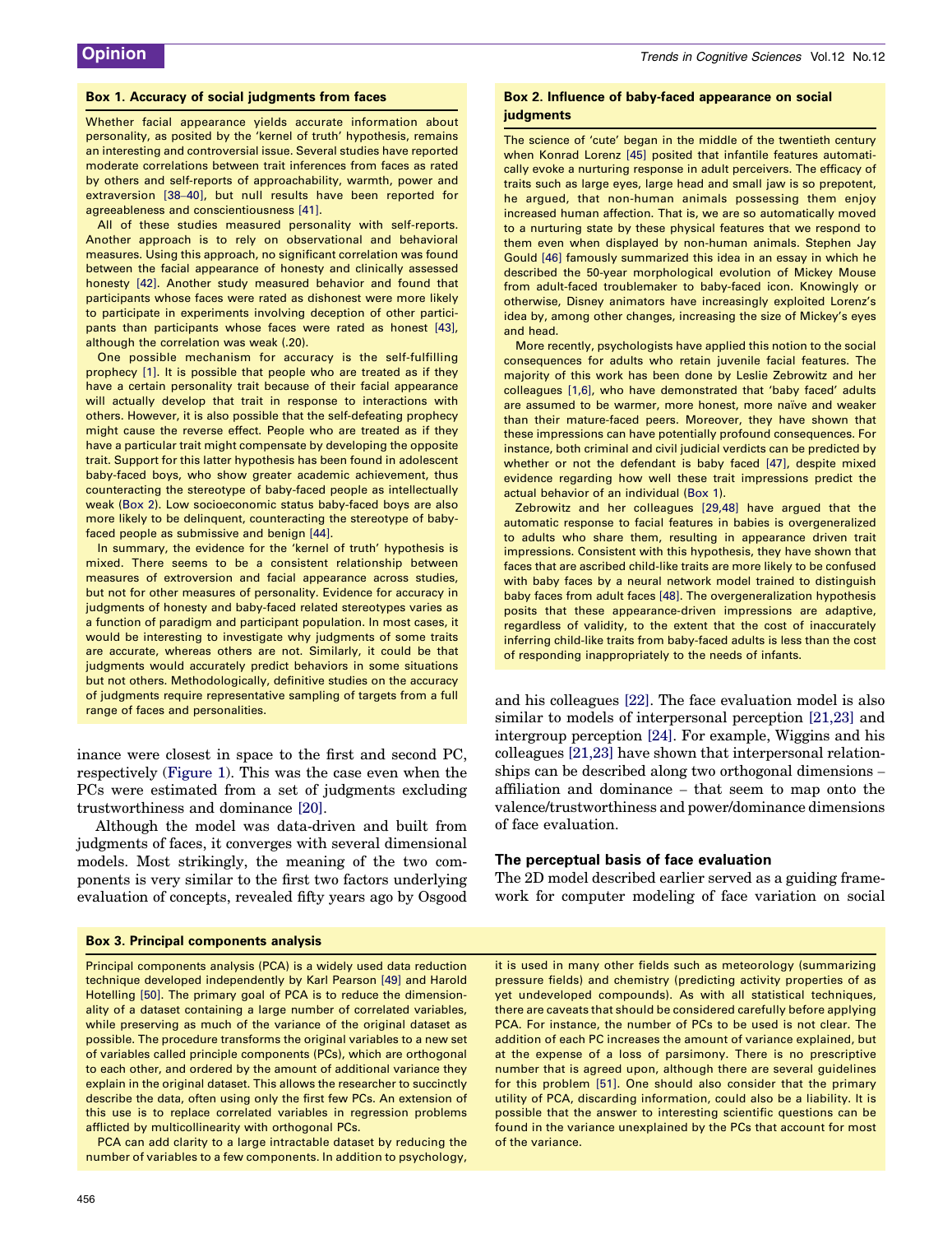### Box 1. Accuracy of social judgments from faces

Whether facial appearance yields accurate information about personality, as posited by the 'kernel of truth' hypothesis, remains an interesting and controversial issue. Several studies have reported moderate correlations between trait inferences from faces as rated by others and self-reports of approachability, warmth, power and extraversion [38–40], but null results have been reported for agreeableness and conscientiousness [41].

All of these studies measured personality with self-reports. Another approach is to rely on observational and behavioral measures. Using this approach, no significant correlation was found between the facial appearance of honesty and clinically assessed honesty [42]. Another study measured behavior and found that participants whose faces were rated as dishonest were more likely to participate in experiments involving deception of other participants than participants whose faces were rated as honest [43], although the correlation was weak (.20).

One possible mechanism for accuracy is the self-fulfilling prophecy [1]. It is possible that people who are treated as if they have a certain personality trait because of their facial appearance will actually develop that trait in response to interactions with others. However, it is also possible that the self-defeating prophecy might cause the reverse effect. People who are treated as if they have a particular trait might compensate by developing the opposite trait. Support for this latter hypothesis has been found in adolescent baby-faced boys, who show greater academic achievement, thus counteracting the stereotype of baby-faced people as intellectually weak (Box 2). Low socioeconomic status baby-faced boys are also more likely to be delinquent, counteracting the stereotype of baby-faced people as submissive and benign [44].

In summary, the evidence for the 'kernel of truth' hypothesis is mixed. There seems to be a consistent relationship between measures of extroversion and facial appearance across studies, but not for other measures of personality. Evidence for accuracy in judgments of honesty and baby-faced related stereotypes varies as a function of paradigm and participant population. In most cases, it would be interesting to investigate why judgments of some traits are accurate, whereas others are not. Similarly, it could be that judgments would accurately predict behaviors in some situations but not others. Methodologically, definitive studies on the accuracy of judgments require representative sampling of targets from a full range of faces and personalities.

### Box 2. Influence of baby-faced appearance on social judgments

The science of 'cute' began in the middle of the twentieth century when Konrad Lorenz [45] posited that infantile features automatically evoke a nurturing response in adult perceivers. The efficacy of traits such as large eyes, large head and small jaw is so prepotent, he argued, that non-human animals possessing them enjoy increased human affection. That is, we are so automatically moved to a nurturing state by these physical features that we respond to them even when displayed by non-human animals. Stephen Jay Gould [46] famously summarized this idea in an essay in which he described the 50-year morphological evolution of Mickey Mouse from adult-faced troublemaker to baby-faced icon. Knowingly or otherwise, Disney animators have increasingly exploited Lorenz's idea by, among other changes, increasing the size of Mickey's eyes and head.

More recently, psychologists have applied this notion to the social consequences for adults who retain juvenile facial features. The majority of this work has been done by Leslie Zebrowitz and her colleagues [1,6], who have demonstrated that 'baby faced' adults are assumed to be warmer, more honest, more naïve and weaker than their mature-faced peers. Moreover, they have shown that these impressions can have potentially profound consequences. For instance, both criminal and civil judicial verdicts can be predicted by whether or not the defendant is baby faced [47], despite mixed evidence regarding how well these trait impressions predict the actual behavior of an individual (Box 1).

Zebrowitz and her colleagues [29,48] have argued that the automatic response to facial features in babies is overgeneralized to adults who share them, resulting in appearance driven trait impressions. Consistent with this hypothesis, they have shown that faces that are ascribed child-like traits are more likely to be confused with baby faces by a neural network model trained to distinguish baby faces from adult faces [48]. The overgeneralization hypothesis posits that these appearance-driven impressions are adaptive, regardless of validity, to the extent that the cost of inaccurately inferring child-like traits from baby-faced adults is less than the cost of responding inappropriately to the needs of infants.

inance were closest in space to the first and second PC, respectively (Figure 1). This was the case even when the PCs were estimated from a set of judgments excluding trustworthiness and dominance [20].

Although the model was data-driven and built from judgments of faces, it converges with several dimensional models. Most strikingly, the meaning of the two components is very similar to the first two factors underlying evaluation of concepts, revealed fifty years ago by Osgood and his colleagues [22]. The face evaluation model is also similar to models of interpersonal perception [21,23] and intergroup perception [24]. For example, Wiggins and his colleagues [21,23] have shown that interpersonal relationships can be described along two orthogonal dimensions – affiliation and dominance – that seem to map onto the valence/trustworthiness and power/dominance dimensions of face evaluation.

## The perceptual basis of face evaluation

The 2D model described earlier served as a guiding framework for computer modeling of face variation on social

### Box 3. Principal components analysis

Principal components analysis (PCA) is a widely used data reduction technique developed independently by Karl Pearson [49] and Harold Hotelling [50]. The primary goal of PCA is to reduce the dimensionality of a dataset containing a large number of correlated variables, while preserving as much of the variance of the original dataset as possible. The procedure transforms the original variables to a new set of variables called principle components (PCs), which are orthogonal to each other, and ordered by the amount of additional variance they explain in the original dataset. This allows the researcher to succinctly describe the data, often using only the first few PCs. An extension of this use is to replace correlated variables in regression problems afflicted by multicollinearity with orthogonal PCs.

PCA can add clarity to a large intractable dataset by reducing the number of variables to a few components. In addition to psychology, it is used in many other fields such as meteorology (summarizing pressure fields) and chemistry (predicting activity properties of as yet undeveloped compounds). As with all statistical techniques, there are caveats that should be considered carefully before applying PCA. For instance, the number of PCs to be used is not clear. The addition of each PC increases the amount of variance explained, but at the expense of a loss of parsimony. There is no prescriptive number that is agreed upon, although there are several guidelines for this problem [51]. One should also consider that the primary utility of PCA, discarding information, could also be a liability. It is possible that the answer to interesting scientific questions can be found in the variance unexplained by the PCs that account for most of the variance.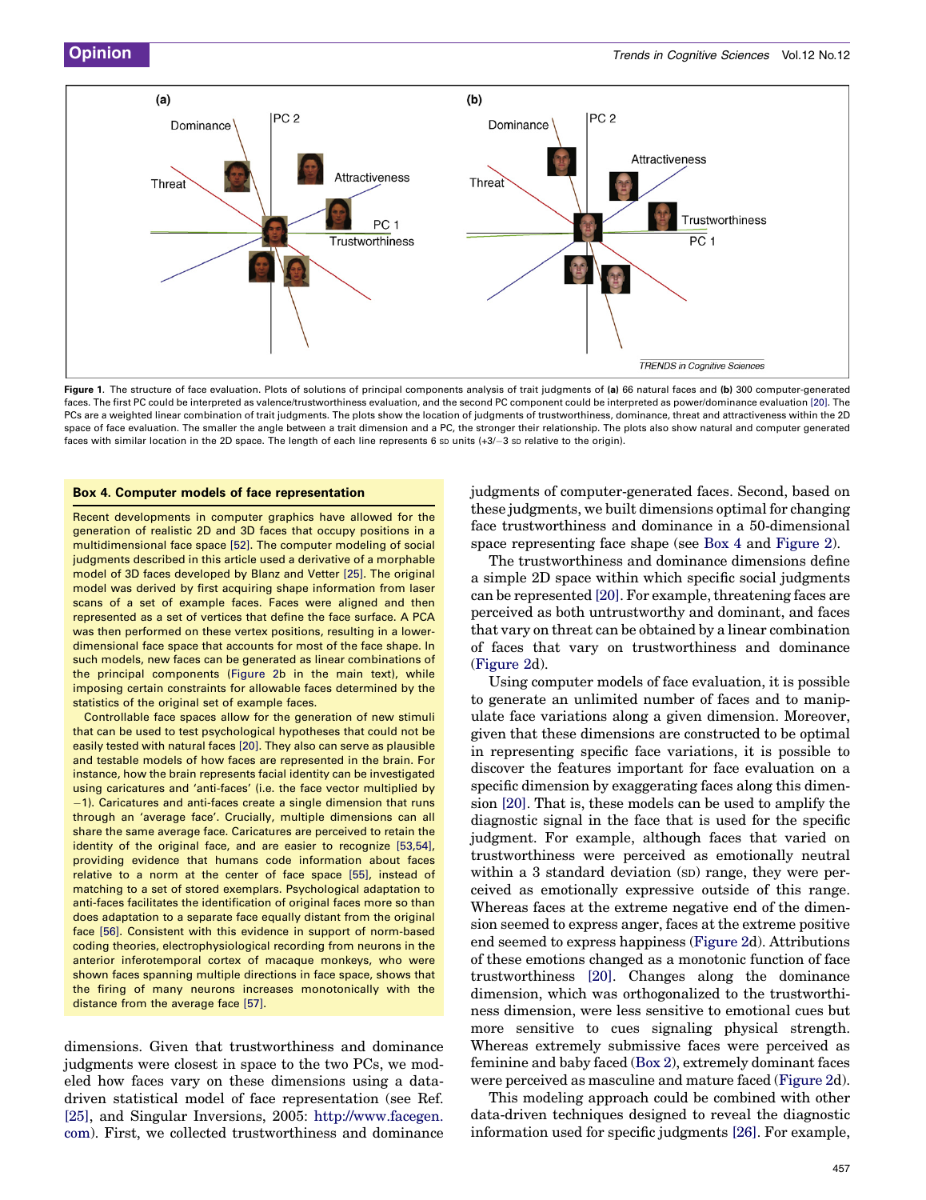Figure 1. The structure of face evaluation. Plots of solutions of principal components analysis of trait judgments of **(a)** 66 natural faces and **(b)** 300 computer-generated faces. The first PC could be interpreted as valence/trustworthiness evaluation, and the second PC component could be interpreted as power/dominance evaluation [20]. The PCs are a weighted linear combination of trait judgments. The plots show the location of judgments of trustworthiness, dominance, threat and attractiveness within the 2D space of face evaluation. The smaller the angle between a trait dimension and a PC, the stronger their relationship. The plots also show natural and computer generated faces with similar location in the 2D space. The length of each line represents 6 SD units (+3/−3 SD relative to the origin).

### Box 4. Computer models of face representation

Recent developments in computer graphics have allowed for the generation of realistic 2D and 3D faces that occupy positions in a multidimensional face space [52]. The computer modeling of social judgments described in this article used a derivative of a morphable model of 3D faces developed by Blanz and Vetter [25]. The original model was derived by first acquiring shape information from laser scans of a set of example faces. Faces were aligned and then represented as a set of vertices that define the face surface. A PCA was then performed on these vertex positions, resulting in a lower-dimensional face space that accounts for most of the face shape. In such models, new faces can be generated as linear combinations of the principal components (Figure 2b in the main text), while imposing certain constraints for allowable faces determined by the statistics of the original set of example faces.

Controllable face spaces allow for the generation of new stimuli that can be used to test psychological hypotheses that could not be easily tested with natural faces [20]. They also can serve as plausible and testable models of how faces are represented in the brain. For instance, how the brain represents facial identity can be investigated using caricatures and 'anti-faces' (i.e. the face vector multiplied by −1). Caricatures and anti-faces create a single dimension that runs through an 'average face'. Crucially, multiple dimensions can all share the same average face. Caricatures are perceived to retain the identity of the original face, and are easier to recognize [53,54], providing evidence that humans code information about faces relative to a norm at the center of face space [55], instead of matching to a set of stored exemplars. Psychological adaptation to anti-faces facilitates the identification of original faces more so than does adaptation to a separate face equally distant from the original face [56]. Consistent with this evidence in support of norm-based coding theories, electrophysiological recording from neurons in the anterior inferotemporal cortex of macaque monkeys, who were shown faces spanning multiple directions in face space, shows that the firing of many neurons increases monotonically with the distance from the average face [57].

dimensions. Given that trustworthiness and dominance judgments were closest in space to the two PCs, we modeled how faces vary on these dimensions using a data-driven statistical model of face representation (see Ref. [25], and Singular Inversions, 2005: http://www.facegen.com). First, we collected trustworthiness and dominance judgments of computer-generated faces. Second, based on these judgments, we built dimensions optimal for changing face trustworthiness and dominance in a 50-dimensional space representing face shape (see Box 4 and Figure 2).

The trustworthiness and dominance dimensions define a simple 2D space within which specific social judgments can be represented [20]. For example, threatening faces are perceived as both untrustworthy and dominant, and faces that vary on threat can be obtained by a linear combination of faces that vary on trustworthiness and dominance (Figure 2d).

Using computer models of face evaluation, it is possible to generate an unlimited number of faces and to manipulate face variations along a given dimension. Moreover, given that these dimensions are constructed to be optimal in representing specific face variations, it is possible to discover the features important for face evaluation on a specific dimension by exaggerating faces along this dimension [20]. That is, these models can be used to amplify the diagnostic signal in the face that is used for the specific judgment. For example, although faces that varied on trustworthiness were perceived as emotionally neutral within a 3 standard deviation (SD) range, they were perceived as emotionally expressive outside of this range. Whereas faces at the extreme negative end of the dimension seemed to express anger, faces at the extreme positive end seemed to express happiness (Figure 2d). Attributions of these emotions changed as a monotonic function of face trustworthiness [20]. Changes along the dominance dimension, which was orthogonalized to the trustworthiness dimension, were less sensitive to emotional cues but more sensitive to cues signaling physical strength. Whereas extremely submissive faces were perceived as feminine and baby faced (Box 2), extremely dominant faces were perceived as masculine and mature faced (Figure 2d).

This modeling approach could be combined with other data-driven techniques designed to reveal the diagnostic information used for specific judgments [26]. For example,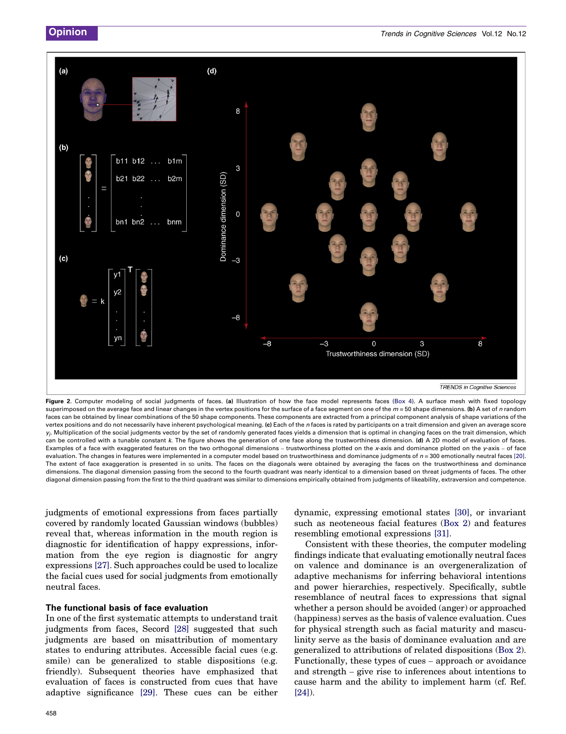**Figure 2**. Computer modeling of social judgments of faces. **(a)** Illustration of how the face model represents faces (Box 4). A surface mesh with fixed topology superimposed on the average face and linear changes in the vertex positions for the surface of a face segment on one of the $m = 50$ shape dimensions. **(b)** A set of $n$ random faces can be obtained by linear combinations of the 50 shape components. These components are extracted from a principal component analysis of shape variations of the vertex positions and do not necessarily have inherent psychological meaning. **(c)** Each of the $n$ faces is rated by participants on a trait dimension and given an average score $y_j$. Multiplication of the social judgments vector by the set of randomly generated faces yields a dimension that is optimal in changing faces on the trait dimension, which can be controlled with a tunable constant $k$. The figure shows the generation of one face along the trustworthiness dimension. **(d)** A 2D model of evaluation of faces. Examples of a face with exaggerated features on the two orthogonal dimensions – trustworthiness plotted on the $x$-axis and dominance plotted on the $y$-axis – of face evaluation. The changes in features were implemented in a computer model based on trustworthiness and dominance judgments of $n = 300$ emotionally neutral faces [20]. The extent of face exaggeration is presented in SD units. The faces on the diagonals were obtained by averaging the faces on the trustworthiness and dominance dimensions. The diagonal dimension passing from the second to the fourth quadrant was nearly identical to a dimension based on threat judgments of faces. The other diagonal dimension passing from the first to the third quadrant was similar to dimensions empirically obtained from judgments of likeability, extraversion and competence.

judgments of emotional expressions from faces partially covered by randomly located Gaussian windows (bubbles) reveal that, whereas information in the mouth region is diagnostic for identification of happy expressions, information from the eye region is diagnostic for angry expressions [27]. Such approaches could be used to localize the facial cues used for social judgments from emotionally neutral faces.

## The functional basis of face evaluation

In one of the first systematic attempts to understand trait judgments from faces, Secord [28] suggested that such judgments are based on misattribution of momentary states to enduring attributes. Accessible facial cues (e.g. smile) can be generalized to stable dispositions (e.g. friendly). Subsequent theories have emphasized that evaluation of faces is constructed from cues that have adaptive significance [29]. These cues can be either dynamic, expressing emotional states [30], or invariant such as neoteneous facial features (Box 2) and features resembling emotional expressions [31].

Consistent with these theories, the computer modeling findings indicate that evaluating emotionally neutral faces on valence and dominance is an overgeneralization of adaptive mechanisms for inferring behavioral intentions and power hierarchies, respectively. Specifically, subtle resemblance of neutral faces to expressions that signal whether a person should be avoided (anger) or approached (happiness) serves as the basis of valence evaluation. Cues for physical strength such as facial maturity and masculinity serve as the basis of dominance evaluation and are generalized to attributions of related dispositions (Box 2). Functionally, these types of cues – approach or avoidance and strength – give rise to inferences about intentions to cause harm and the ability to implement harm (cf. Ref. [24]).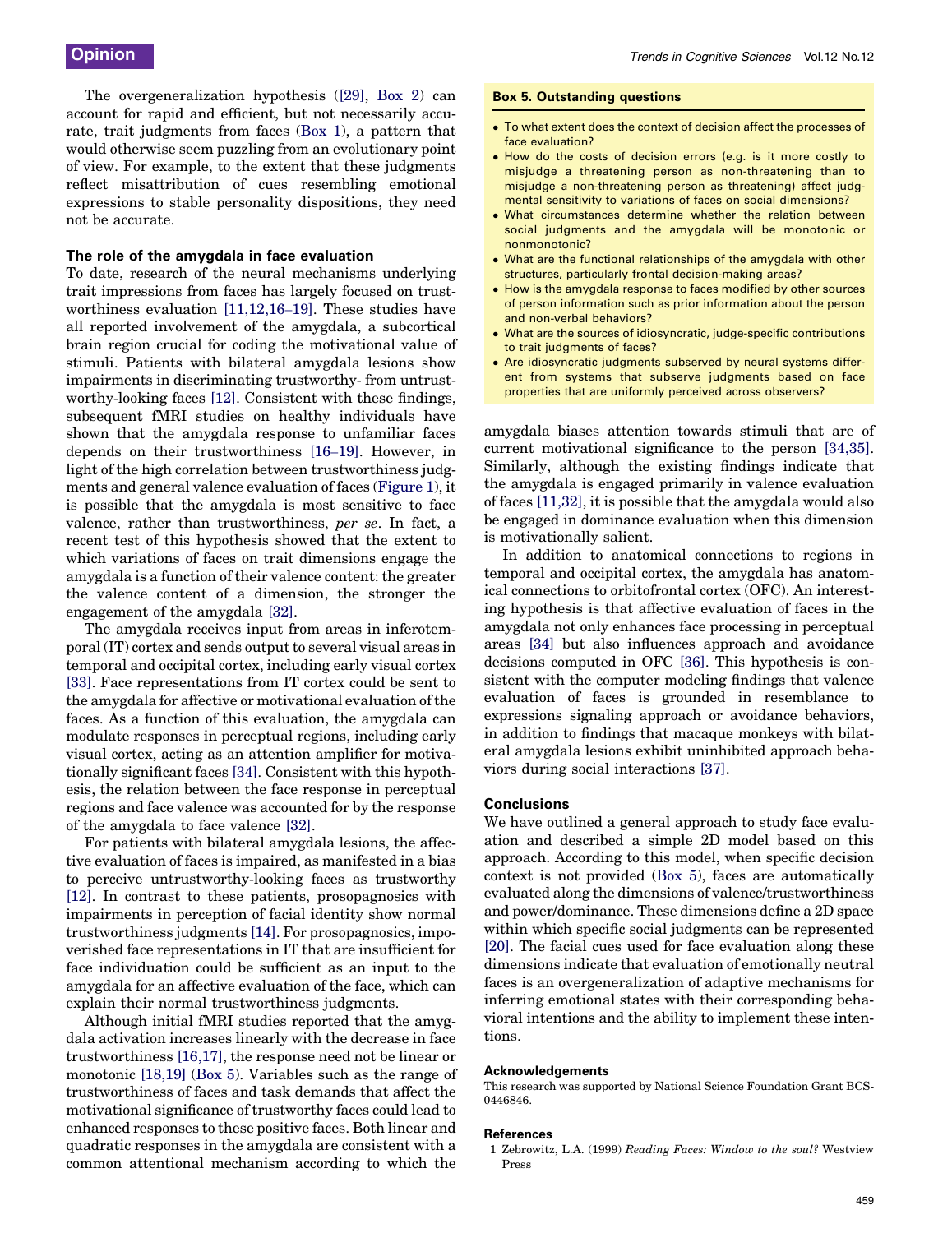The overgeneralization hypothesis ([29], Box 2) can account for rapid and efficient, but not necessarily accurate, trait judgments from faces (Box 1), a pattern that would otherwise seem puzzling from an evolutionary point of view. For example, to the extent that these judgments reflect misattribution of cues resembling emotional expressions to stable personality dispositions, they need not be accurate.

### The role of the amygdala in face evaluation

To date, research of the neural mechanisms underlying trait impressions from faces has largely focused on trustworthiness evaluation [11,12,16–19]. These studies have all reported involvement of the amygdala, a subcortical brain region crucial for coding the motivational value of stimuli. Patients with bilateral amygdala lesions show impairments in discriminating trustworthy- from untrustworthy-looking faces [12]. Consistent with these findings, subsequent fMRI studies on healthy individuals have shown that the amygdala response to unfamiliar faces depends on their trustworthiness [16–19]. However, in light of the high correlation between trustworthiness judgments and general valence evaluation of faces (Figure 1), it is possible that the amygdala is most sensitive to face valence, rather than trustworthiness, *per se*. In fact, a recent test of this hypothesis showed that the extent to which variations of faces on trait dimensions engage the amygdala is a function of their valence content: the greater the valence content of a dimension, the stronger the engagement of the amygdala [32].

The amygdala receives input from areas in inferotemporal (IT) cortex and sends output to several visual areas in temporal and occipital cortex, including early visual cortex [33]. Face representations from IT cortex could be sent to the amygdala for affective or motivational evaluation of the faces. As a function of this evaluation, the amygdala can modulate responses in perceptual regions, including early visual cortex, acting as an attention amplifier for motivationally significant faces [34]. Consistent with this hypothesis, the relation between the face response in perceptual regions and face valence was accounted for by the response of the amygdala to face valence [32].

For patients with bilateral amygdala lesions, the affective evaluation of faces is impaired, as manifested in a bias to perceive untrustworthy-looking faces as trustworthy [12]. In contrast to these patients, prosopagnosics with impairments in perception of facial identity show normal trustworthiness judgments [14]. For prosopagnosics, impoverished face representations in IT that are insufficient for face individuation could be sufficient as an input to the amygdala for an affective evaluation of the face, which can explain their normal trustworthiness judgments.

Although initial fMRI studies reported that the amygdala activation increases linearly with the decrease in face trustworthiness [16,17], the response need not be linear or monotonic [18,19] (Box 5). Variables such as the range of trustworthiness of faces and task demands that affect the motivational significance of trustworthy faces could lead to enhanced responses to these positive faces. Both linear and quadratic responses in the amygdala are consistent with a common attentional mechanism according to which the amygdala biases attention towards stimuli that are of current motivational significance to the person [34,35]. Similarly, although the existing findings indicate that the amygdala is engaged primarily in valence evaluation of faces [11,32], it is possible that the amygdala would also be engaged in dominance evaluation when this dimension is motivationally salient.

In addition to anatomical connections to regions in temporal and occipital cortex, the amygdala has anatomical connections to orbitofrontal cortex (OFC). An interesting hypothesis is that affective evaluation of faces in the amygdala not only enhances face processing in perceptual areas [34] but also influences approach and avoidance decisions computed in OFC [36]. This hypothesis is consistent with the computer modeling findings that valence evaluation of faces is grounded in resemblance to expressions signaling approach or avoidance behaviors, in addition to findings that macaque monkeys with bilateral amygdala lesions exhibit uninhibited approach behaviors during social interactions [37].

**Box 5. Outstanding questions**

- To what extent does the context of decision affect the processes of face evaluation?
- How do the costs of decision errors (e.g. is it more costly to misjudge a threatening person as non-threatening than to misjudge a non-threatening person as threatening) affect judgmental sensitivity to variations of faces on social dimensions?
- What circumstances determine whether the relation between social judgments and the amygdala will be monotonic or nonmonotonic?
- What are the functional relationships of the amygdala with other structures, particularly frontal decision-making areas?
- How is the amygdala response to faces modified by other sources of person information such as prior information about the person and non-verbal behaviors?
- What are the sources of idiosyncratic, judge-specific contributions to trait judgments of faces?
- Are idiosyncratic judgments subserved by neural systems different from systems that subserve judgments based on face properties that are uniformly perceived across observers?

### Conclusions

We have outlined a general approach to study face evaluation and described a simple 2D model based on this approach. According to this model, when specific decision context is not provided (Box 5), faces are automatically evaluated along the dimensions of valence/trustworthiness and power/dominance. These dimensions define a 2D space within which specific social judgments can be represented [20]. The facial cues used for face evaluation along these dimensions indicate that evaluation of emotionally neutral faces is an overgeneralization of adaptive mechanisms for inferring emotional states with their corresponding behavioral intentions and the ability to implement these intentions.

### Acknowledgements

This research was supported by National Science Foundation Grant BCS-0446846.

### References

1 Zebrowitz, L.A. (1999) *Reading Faces: Window to the soul?* Westview Press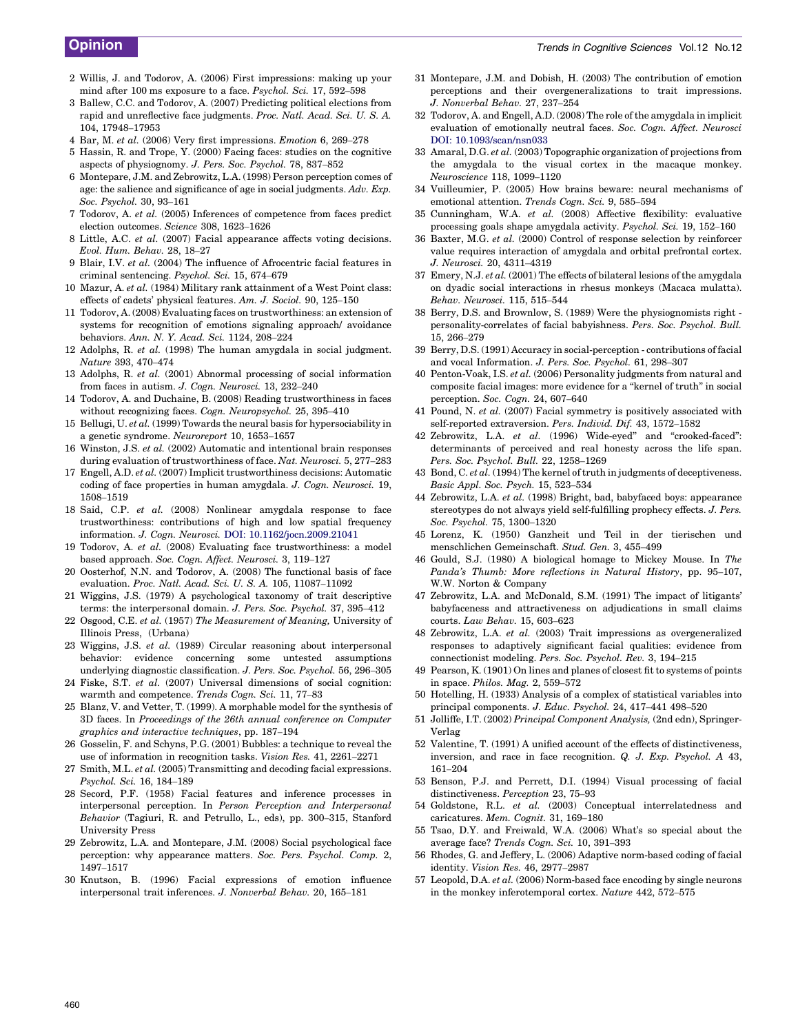2 Willis, J. and Todorov, A. (2006) First impressions: making up your mind after 100 ms exposure to a face. *Psychol. Sci.* 17, 592–598

3 Ballew, C.C. and Todorov, A. (2007) Predicting political elections from rapid and unreflective face judgments. *Proc. Natl. Acad. Sci. U. S. A.* 104, 17948–17953

4 Bar, M. *et al.* (2006) Very first impressions. *Emotion* 6, 269–278

5 Hassin, R. and Trope, Y. (2000) Facing faces: studies on the cognitive aspects of physiognomy. *J. Pers. Soc. Psychol.* 78, 837–852

6 Montepare, J.M. and Zebrowitz, L.A. (1998) Person perception comes of age: the salience and significance of age in social judgments. *Adv. Exp. Soc. Psychol.* 30, 93–161

7 Todorov, A. *et al.* (2005) Inferences of competence from faces predict election outcomes. *Science* 308, 1623–1626

8 Little, A.C. *et al.* (2007) Facial appearance affects voting decisions. *Evol. Hum. Behav.* 28, 18–27

9 Blair, I.V. *et al.* (2004) The influence of Afrocentric facial features in criminal sentencing. *Psychol. Sci.* 15, 674–679

10 Mazur, A. *et al.* (1984) Military rank attainment of a West Point class: effects of cadets' physical features. *Am. J. Sociol.* 90, 125–150

11 Todorov, A. (2008) Evaluating faces on trustworthiness: an extension of systems for recognition of emotions signaling approach/ avoidance behaviors. *Ann. N. Y. Acad. Sci.* 1124, 208–224

12 Adolphs, R. *et al.* (1998) The human amygdala in social judgment. *Nature* 393, 470–474

13 Adolphs, R. *et al.* (2001) Abnormal processing of social information from faces in autism. *J. Cogn. Neurosci.* 13, 232–240

14 Todorov, A. and Duchaine, B. (2008) Reading trustworthiness in faces without recognizing faces. *Cogn. Neuropsychol.* 25, 395–410

15 Bellugi, U. *et al.* (1999) Towards the neural basis for hypersociability in a genetic syndrome. *Neuroreport* 10, 1653–1657

16 Winston, J.S. *et al.* (2002) Automatic and intentional brain responses during evaluation of trustworthiness of face. *Nat. Neurosci.* 5, 277–283

17 Engell, A.D. *et al.* (2007) Implicit trustworthiness decisions: Automatic coding of face properties in human amygdala. *J. Cogn. Neurosci.* 19, 1508–1519

18 Said, C.P. *et al.* (2008) Nonlinear amygdala response to face trustworthiness: contributions of high and low spatial frequency information. *J. Cogn. Neurosci.* DOI: 10.1162/jocn.2009.21041

19 Todorov, A. *et al.* (2008) Evaluating face trustworthiness: a model based approach. *Soc. Cogn. Affect. Neurosci.* 3, 119–127

20 Oosterhof, N.N. and Todorov, A. (2008) The functional basis of face evaluation. *Proc. Natl. Acad. Sci. U. S. A.* 105, 11087–11092

21 Wiggins, J.S. (1979) A psychological taxonomy of trait descriptive terms: the interpersonal domain. *J. Pers. Soc. Psychol.* 37, 395–412

22 Osgood, C.E. *et al.* (1957) *The Measurement of Meaning,* University of Illinois Press, (Urbana)

23 Wiggins, J.S. *et al.* (1989) Circular reasoning about interpersonal behavior: evidence concerning some untested assumptions underlying diagnostic classification. *J. Pers. Soc. Psychol.* 56, 296–305

24 Fiske, S.T. *et al.* (2007) Universal dimensions of social cognition: warmth and competence. *Trends Cogn. Sci.* 11, 77–83

25 Blanz, V. and Vetter, T. (1999). A morphable model for the synthesis of 3D faces. In *Proceedings of the 26th annual conference on Computer graphics and interactive techniques*, pp. 187–194

26 Gosselin, F. and Schyns, P.G. (2001) Bubbles: a technique to reveal the use of information in recognition tasks. *Vision Res.* 41, 2261–2271

27 Smith, M.L. *et al.* (2005) Transmitting and decoding facial expressions. *Psychol. Sci.* 16, 184–189

28 Secord, P.F. (1958) Facial features and inference processes in interpersonal perception. In *Person Perception and Interpersonal Behavior* (Tagiuri, R. and Petrullo, L., eds), pp. 300–315, Stanford University Press

29 Zebrowitz, L.A. and Montepare, J.M. (2008) Social psychological face perception: why appearance matters. *Soc. Pers. Psychol. Comp.* 2, 1497–1517

30 Knutson, B. (1996) Facial expressions of emotion influence interpersonal trait inferences. *J. Nonverbal Behav.* 20, 165–181

31 Montepare, J.M. and Dobish, H. (2003) The contribution of emotion perceptions and their overgeneralizations to trait impressions. *J. Nonverbal Behav.* 27, 237–254

32 Todorov, A. and Engell, A.D. (2008) The role of the amygdala in implicit evaluation of emotionally neutral faces. *Soc. Cogn. Affect. Neurosci* DOI: 10.1093/scan/nsn033

33 Amaral, D.G. *et al.* (2003) Topographic organization of projections from the amygdala to the visual cortex in the macaque monkey. *Neuroscience* 118, 1099–1120

34 Vuilleumier, P. (2005) How brains beware: neural mechanisms of emotional attention. *Trends Cogn. Sci.* 9, 585–594

35 Cunningham, W.A. *et al.* (2008) Affective flexibility: evaluative processing goals shape amygdala activity. *Psychol. Sci.* 19, 152–160

36 Baxter, M.G. *et al.* (2000) Control of response selection by reinforcer value requires interaction of amygdala and orbital prefrontal cortex. *J. Neurosci.* 20, 4311–4319

37 Emery, N.J. *et al.* (2001) The effects of bilateral lesions of the amygdala on dyadic social interactions in rhesus monkeys (Macaca mulatta). *Behav. Neurosci.* 115, 515–544

38 Berry, D.S. and Brownlow, S. (1989) Were the physiognomists right - personality-correlates of facial babyishness. *Pers. Soc. Psychol. Bull.* 15, 266–279

39 Berry, D.S. (1991) Accuracy in social-perception - contributions of facial and vocal Information. *J. Pers. Soc. Psychol.* 61, 298–307

40 Penton-Voak, I.S. *et al.* (2006) Personality judgments from natural and composite facial images: more evidence for a "kernel of truth" in social perception. *Soc. Cogn.* 24, 607–640

41 Pound, N. *et al.* (2007) Facial symmetry is positively associated with self-reported extraversion. *Pers. Individ. Dif.* 43, 1572–1582

42 Zebrowitz, L.A. *et al.* (1996) Wide-eyed" and "crooked-faced": determinants of perceived and real honesty across the life span. *Pers. Soc. Psychol. Bull.* 22, 1258–1269

43 Bond, C. *et al.* (1994) The kernel of truth in judgments of deceptiveness. *Basic Appl. Soc. Psych.* 15, 523–534

44 Zebrowitz, L.A. *et al.* (1998) Bright, bad, babyfaced boys: appearance stereotypes do not always yield self-fulfilling prophecy effects. *J. Pers. Soc. Psychol.* 75, 1300–1320

45 Lorenz, K. (1950) Ganzheit und Teil in der tierischen und menschlichen Gemeinschaft. *Stud. Gen.* 3, 455–499

46 Gould, S.J. (1980) A biological homage to Mickey Mouse. In *The Panda's Thumb: More reflections in Natural History*, pp. 95–107, W.W. Norton & Company

47 Zebrowitz, L.A. and McDonald, S.M. (1991) The impact of litigants' babyfaceness and attractiveness on adjudications in small claims courts. *Law Behav.* 15, 603–623

48 Zebrowitz, L.A. *et al.* (2003) Trait impressions as overgeneralized responses to adaptively significant facial qualities: evidence from connectionist modeling. *Pers. Soc. Psychol. Rev.* 3, 194–215

49 Pearson, K. (1901) On lines and planes of closest fit to systems of points in space. *Philos. Mag.* 2, 559–572

50 Hotelling, H. (1933) Analysis of a complex of statistical variables into principal components. *J. Educ. Psychol.* 24, 417–441 498–520

51 Jolliffe, I.T. (2002) *Principal Component Analysis,* (2nd edn), Springer-Verlag

52 Valentine, T. (1991) A unified account of the effects of distinctiveness, inversion, and race in face recognition. *Q. J. Exp. Psychol. A* 43, 161–204

53 Benson, P.J. and Perrett, D.I. (1994) Visual processing of facial distinctiveness. *Perception* 23, 75–93

54 Goldstone, R.L. *et al.* (2003) Conceptual interrelatedness and caricatures. *Mem. Cognit.* 31, 169–180

55 Tsao, D.Y. and Freiwald, W.A. (2006) What's so special about the average face? *Trends Cogn. Sci.* 10, 391–393

56 Rhodes, G. and Jeffery, L. (2006) Adaptive norm-based coding of facial identity. *Vision Res.* 46, 2977–2987

57 Leopold, D.A. *et al.* (2006) Norm-based face encoding by single neurons in the monkey inferotemporal cortex. *Nature* 442, 572–575